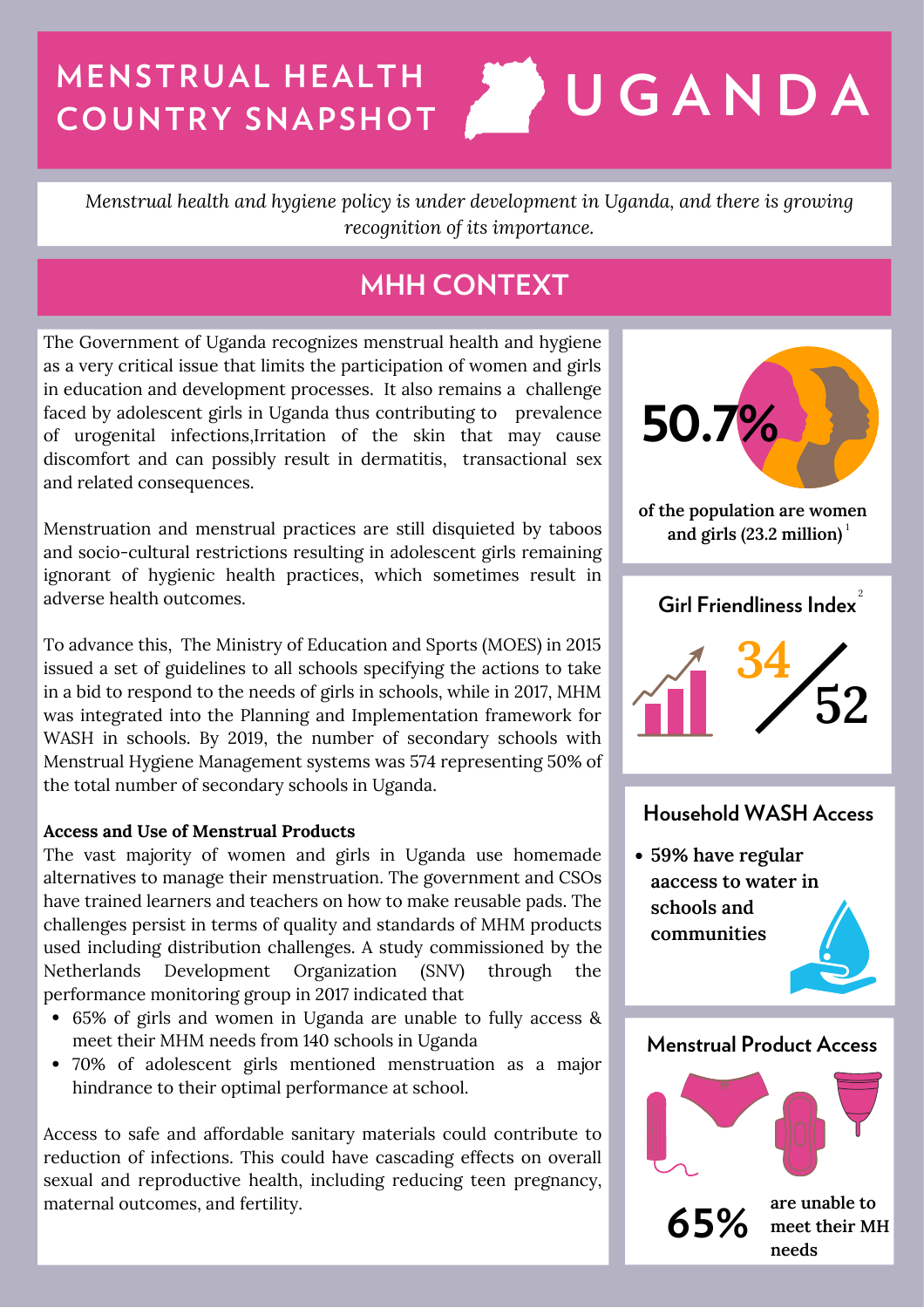# MENSTRUAL HEALTH COUNTRY SNAPSHOT UGANDA

*Menstrual health and hygiene policy is under development in Uganda, and there is growing recognition of its importance.*

## MHH CONTEXT

The Government of Uganda recognizes menstrual health and hygiene as a very critical issue that limits the participation of women and girls in education and development processes. It also remains a challenge faced by adolescent girls in Uganda thus contributing to prevalence of urogenital infections,Irritation of the skin that may cause discomfort and can possibly result in dermatitis, transactional sex and related consequences.

Menstruation and menstrual practices are still disquieted by taboos and socio-cultural restrictions resulting in adolescent girls remaining ignorant of hygienic health practices, which sometimes result in adverse health outcomes.

To advance this, The Ministry of Education and Sports (MOES) in 2015 issued a set of guidelines to all schools specifying the actions to take in a bid to respond to the needs of girls in schools, while in 2017, MHM was integrated into the Planning and Implementation framework for WASH in schools. By 2019, the number of secondary schools with Menstrual Hygiene Management systems was 574 representing 50% of the total number of secondary schools in Uganda.

**Access and Use of Menstrual Products**

The vast majority of women and girls in Uganda use homemade alternatives to manage their menstruation. The government and CSOs have trained learners and teachers on how to make reusable pads. The challenges persist in terms of quality and standards of MHM products used including distribution challenges. A study commissioned by the Netherlands Development Organization (SNV) through the performance monitoring group in 2017 indicated that

- 65% of girls and women in Uganda are unable to fully access & meet their MHM needs from 140 schools in Uganda
- 70% of adolescent girls mentioned menstruation as a major hindrance to their optimal performance at school.

Access to safe and affordable sanitary materials could contribute to reduction of infections. This could have cascading effects on overall sexual and reproductive health, including reducing teen pregnancy, maternal outcomes, and fertility.

**50.7%** of the population are women and girls (23.2 million)[1]

### Girl Friendliness Index[2]

34/52

### Household WASH Access

- 59% have regular aaccess to water in schools and communities

### Menstrual Product Access

**65%** are unable to meet their MH needs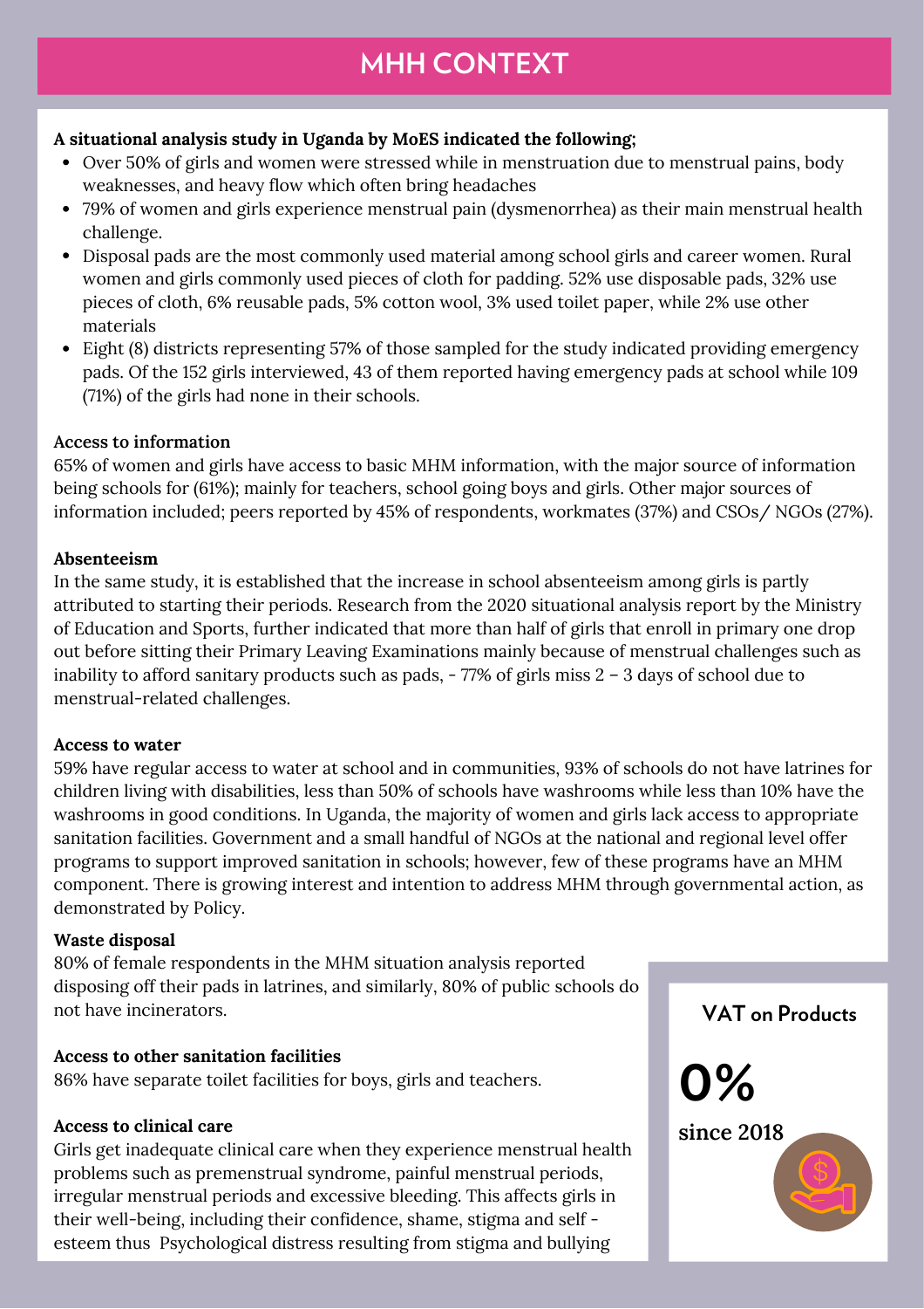# MHH CONTEXT

**A situational analysis study in Uganda by MoES indicated the following;**

- Over 50% of girls and women were stressed while in menstruation due to menstrual pains, body weaknesses, and heavy flow which often bring headaches
- 79% of women and girls experience menstrual pain (dysmenorrhea) as their main menstrual health challenge.
- Disposal pads are the most commonly used material among school girls and career women. Rural women and girls commonly used pieces of cloth for padding. 52% use disposable pads, 32% use pieces of cloth, 6% reusable pads, 5% cotton wool, 3% used toilet paper, while 2% use other materials
- Eight (8) districts representing 57% of those sampled for the study indicated providing emergency pads. Of the 152 girls interviewed, 43 of them reported having emergency pads at school while 109 (71%) of the girls had none in their schools.

**Access to information**

65% of women and girls have access to basic MHM information, with the major source of information being schools for (61%); mainly for teachers, school going boys and girls. Other major sources of information included; peers reported by 45% of respondents, workmates (37%) and CSOs/ NGOs (27%).

**Absenteeism**

In the same study, it is established that the increase in school absenteeism among girls is partly attributed to starting their periods. Research from the 2020 situational analysis report by the Ministry of Education and Sports, further indicated that more than half of girls that enroll in primary one drop out before sitting their Primary Leaving Examinations mainly because of menstrual challenges such as inability to afford sanitary products such as pads, - 77% of girls miss 2 – 3 days of school due to menstrual-related challenges.

**Access to water**

59% have regular access to water at school and in communities, 93% of schools do not have latrines for children living with disabilities, less than 50% of schools have washrooms while less than 10% have the washrooms in good conditions. In Uganda, the majority of women and girls lack access to appropriate sanitation facilities. Government and a small handful of NGOs at the national and regional level offer programs to support improved sanitation in schools; however, few of these programs have an MHM component. There is growing interest and intention to address MHM through governmental action, as demonstrated by Policy.

**Waste disposal**

80% of female respondents in the MHM situation analysis reported disposing off their pads in latrines, and similarly, 80% of public schools do not have incinerators.

**Access to other sanitation facilities**

86% have separate toilet facilities for boys, girls and teachers.

**Access to clinical care**

Girls get inadequate clinical care when they experience menstrual health problems such as premenstrual syndrome, painful menstrual periods, irregular menstrual periods and excessive bleeding. This affects girls in their well-being, including their confidence, shame, stigma and self - esteem thus Psychological distress resulting from stigma and bullying

**VAT on Products**

**0%**

**since 2018**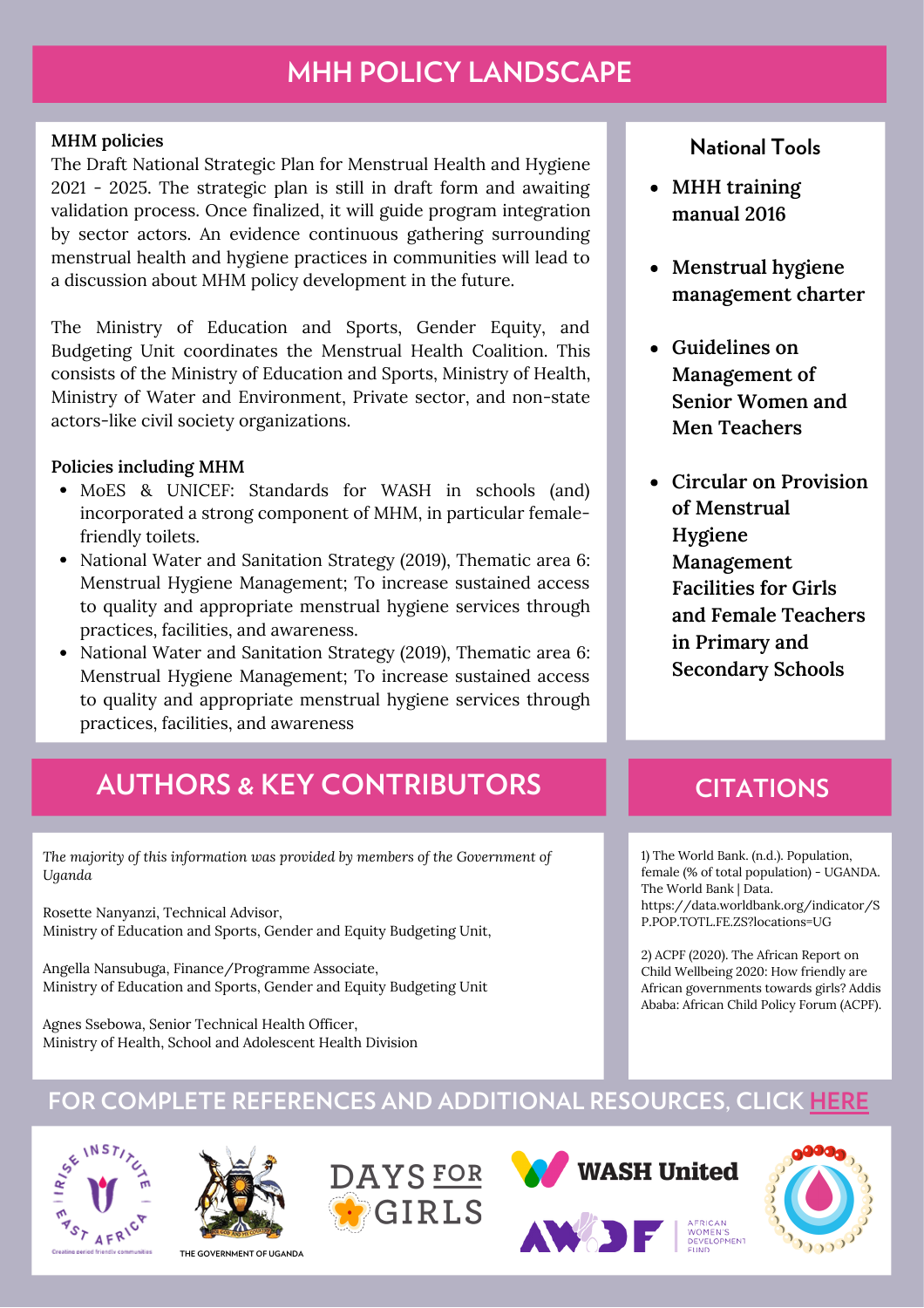# MHH POLICY LANDSCAPE

**MHM policies**

The Draft National Strategic Plan for Menstrual Health and Hygiene 2021 - 2025. The strategic plan is still in draft form and awaiting validation process. Once finalized, it will guide program integration by sector actors. An evidence continuous gathering surrounding menstrual health and hygiene practices in communities will lead to a discussion about MHM policy development in the future.

The Ministry of Education and Sports, Gender Equity, and Budgeting Unit coordinates the Menstrual Health Coalition. This consists of the Ministry of Education and Sports, Ministry of Health, Ministry of Water and Environment, Private sector, and non-state actors-like civil society organizations.

**Policies including MHM**

- MoES & UNICEF: Standards for WASH in schools (and) incorporated a strong component of MHM, in particular female-friendly toilets.
- National Water and Sanitation Strategy (2019), Thematic area 6: Menstrual Hygiene Management; To increase sustained access to quality and appropriate menstrual hygiene services through practices, facilities, and awareness.
- National Water and Sanitation Strategy (2019), Thematic area 6: Menstrual Hygiene Management; To increase sustained access to quality and appropriate menstrual hygiene services through practices, facilities, and awareness

**National Tools**

- **MHH training manual 2016**
- **Menstrual hygiene management charter**
- **Guidelines on Management of Senior Women and Men Teachers**
- **Circular on Provision of Menstrual Hygiene Management Facilities for Girls and Female Teachers in Primary and Secondary Schools**

## AUTHORS & KEY CONTRIBUTORS

*The majority of this information was provided by members of the Government of Uganda*

Rosette Nanyanzi, Technical Advisor,
Ministry of Education and Sports, Gender and Equity Budgeting Unit,

Angella Nansubuga, Finance/Programme Associate,
Ministry of Education and Sports, Gender and Equity Budgeting Unit

Agnes Ssebowa, Senior Technical Health Officer,
Ministry of Health, School and Adolescent Health Division

## CITATIONS

1) The World Bank. (n.d.). Population, female (% of total population) - UGANDA. The World Bank | Data. https://data.worldbank.org/indicator/SP.POP.TOTL.FE.ZS?locations=UG

2) ACPF (2020). The African Report on Child Wellbeing 2020: How friendly are African governments towards girls? Addis Ababa: African Child Policy Forum (ACPF).

## FOR COMPLETE REFERENCES AND ADDITIONAL RESOURCES, CLICK HERE

IRISE INSTITUTE EAST AFRICA — Creating period friendly communities

THE GOVERNMENT OF UGANDA

DAYS FOR GIRLS

WASH United

AWDF — AFRICAN WOMEN'S DEVELOPMENT FUND